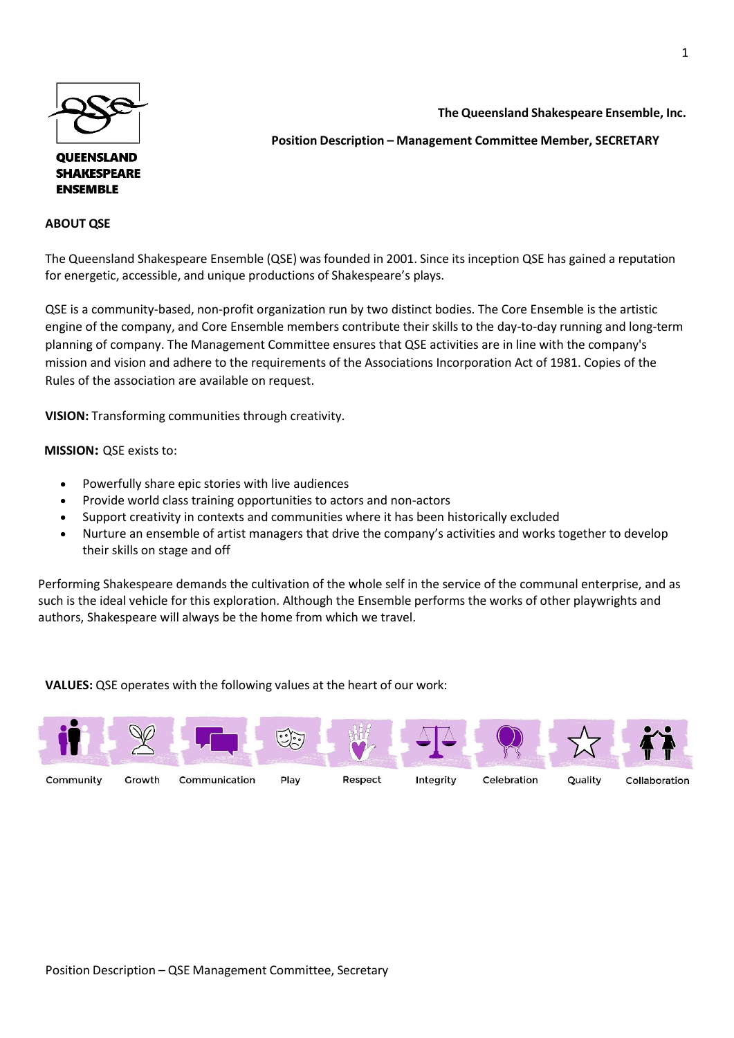QUEENSLAND SHAKESPEARE ENSEMBLE

**The Queensland Shakespeare Ensemble, Inc.**

**Position Description – Management Committee Member, SECRETARY**

## ABOUT QSE

The Queensland Shakespeare Ensemble (QSE) was founded in 2001. Since its inception QSE has gained a reputation for energetic, accessible, and unique productions of Shakespeare's plays.

QSE is a community-based, non-profit organization run by two distinct bodies. The Core Ensemble is the artistic engine of the company, and Core Ensemble members contribute their skills to the day-to-day running and long-term planning of company. The Management Committee ensures that QSE activities are in line with the company's mission and vision and adhere to the requirements of the Associations Incorporation Act of 1981. Copies of the Rules of the association are available on request.

**VISION:** Transforming communities through creativity.

**MISSION:** QSE exists to:

- Powerfully share epic stories with live audiences
- Provide world class training opportunities to actors and non-actors
- Support creativity in contexts and communities where it has been historically excluded
- Nurture an ensemble of artist managers that drive the company's activities and works together to develop their skills on stage and off

Performing Shakespeare demands the cultivation of the whole self in the service of the communal enterprise, and as such is the ideal vehicle for this exploration. Although the Ensemble performs the works of other playwrights and authors, Shakespeare will always be the home from which we travel.

**VALUES:** QSE operates with the following values at the heart of our work:

Community · Growth · Communication · Play · Respect · Integrity · Celebration · Quality · Collaboration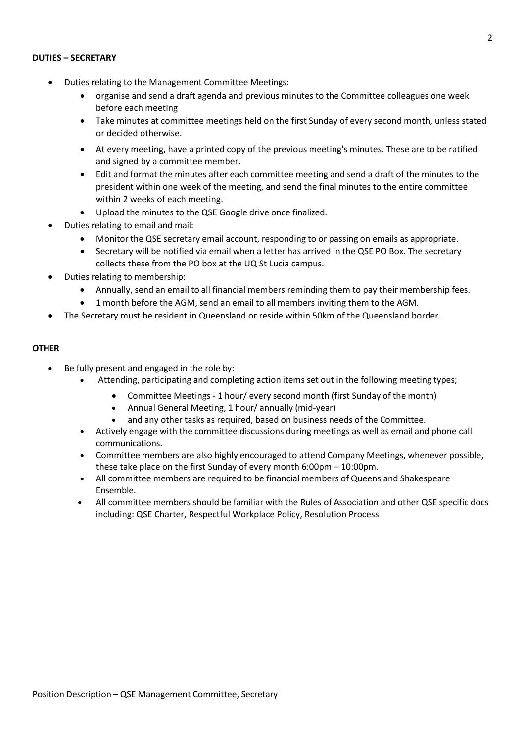**DUTIES – SECRETARY**

- Duties relating to the Management Committee Meetings:
    - organise and send a draft agenda and previous minutes to the Committee colleagues one week before each meeting
    - Take minutes at committee meetings held on the first Sunday of every second month, unless stated or decided otherwise.
    - At every meeting, have a printed copy of the previous meeting's minutes. These are to be ratified and signed by a committee member.
    - Edit and format the minutes after each committee meeting and send a draft of the minutes to the president within one week of the meeting, and send the final minutes to the entire committee within 2 weeks of each meeting.
    - Upload the minutes to the QSE Google drive once finalized.
- Duties relating to email and mail:
    - Monitor the QSE secretary email account, responding to or passing on emails as appropriate.
    - Secretary will be notified via email when a letter has arrived in the QSE PO Box. The secretary collects these from the PO box at the UQ St Lucia campus.
- Duties relating to membership:
    - Annually, send an email to all financial members reminding them to pay their membership fees.
    - 1 month before the AGM, send an email to all members inviting them to the AGM.
- The Secretary must be resident in Queensland or reside within 50km of the Queensland border.

**OTHER**

- Be fully present and engaged in the role by:
    - Attending, participating and completing action items set out in the following meeting types;
        - Committee Meetings - 1 hour/ every second month (first Sunday of the month)
        - Annual General Meeting, 1 hour/ annually (mid-year)
        - and any other tasks as required, based on business needs of the Committee.
    - Actively engage with the committee discussions during meetings as well as email and phone call communications.
    - Committee members are also highly encouraged to attend Company Meetings, whenever possible, these take place on the first Sunday of every month 6:00pm – 10:00pm.
    - All committee members are required to be financial members of Queensland Shakespeare Ensemble.
    - All committee members should be familiar with the Rules of Association and other QSE specific docs including: QSE Charter, Respectful Workplace Policy, Resolution Process